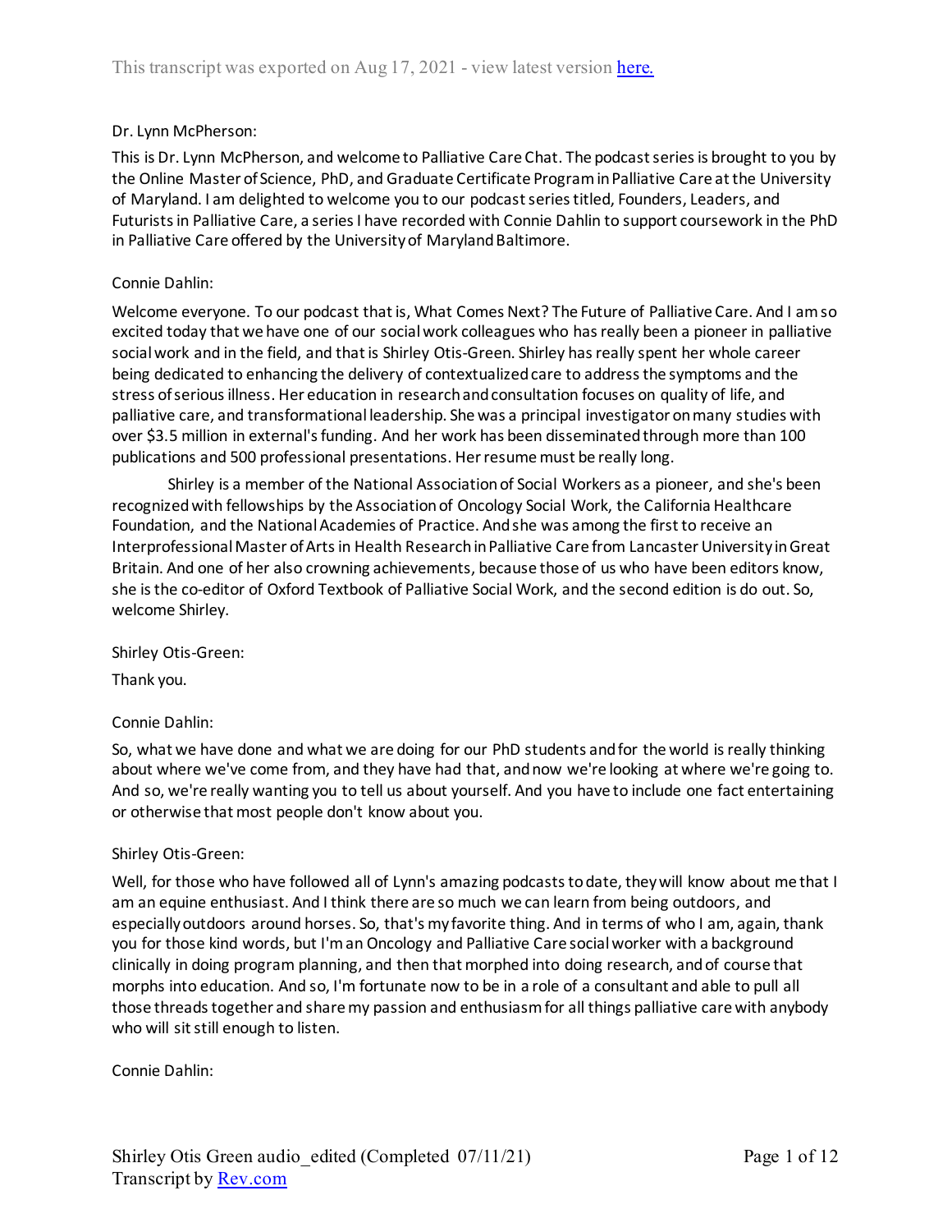Dr. Lynn McPherson:

This is Dr. Lynn McPherson, and welcome to Palliative Care Chat. The podcast series is brought to you by the Online Master of Science, PhD, and Graduate Certificate Program in Palliative Care at the University of Maryland. I am delighted to welcome you to our podcast series titled, Founders, Leaders, and Futurists in Palliative Care, a series I have recorded with Connie Dahlin to support coursework in the PhD in Palliative Care offered by the University of Maryland Baltimore.

Connie Dahlin:

Welcome everyone. To our podcast that is, What Comes Next? The Future of Palliative Care. And I am so excited today that we have one of our social work colleagues who has really been a pioneer in palliative social work and in the field, and that is Shirley Otis-Green. Shirley has really spent her whole career being dedicated to enhancing the delivery of contextualized care to address the symptoms and the stress of serious illness. Her education in research and consultation focuses on quality of life, and palliative care, and transformational leadership. She was a principal investigator on many studies with over $3.5 million in external's funding. And her work has been disseminated through more than 100 publications and 500 professional presentations. Her resume must be really long.

Shirley is a member of the National Association of Social Workers as a pioneer, and she's been recognized with fellowships by the Association of Oncology Social Work, the California Healthcare Foundation, and the National Academies of Practice. And she was among the first to receive an Interprofessional Master of Arts in Health Research in Palliative Care from Lancaster University in Great Britain. And one of her also crowning achievements, because those of us who have been editors know, she is the co-editor of Oxford Textbook of Palliative Social Work, and the second edition is do out. So, welcome Shirley.

Shirley Otis-Green:

Thank you.

Connie Dahlin:

So, what we have done and what we are doing for our PhD students and for the world is really thinking about where we've come from, and they have had that, and now we're looking at where we're going to. And so, we're really wanting you to tell us about yourself. And you have to include one fact entertaining or otherwise that most people don't know about you.

Shirley Otis-Green:

Well, for those who have followed all of Lynn's amazing podcasts to date, they will know about me that I am an equine enthusiast. And I think there are so much we can learn from being outdoors, and especially outdoors around horses. So, that's my favorite thing. And in terms of who I am, again, thank you for those kind words, but I'm an Oncology and Palliative Care social worker with a background clinically in doing program planning, and then that morphed into doing research, and of course that morphs into education. And so, I'm fortunate now to be in a role of a consultant and able to pull all those threads together and share my passion and enthusiasm for all things palliative care with anybody who will sit still enough to listen.

Connie Dahlin: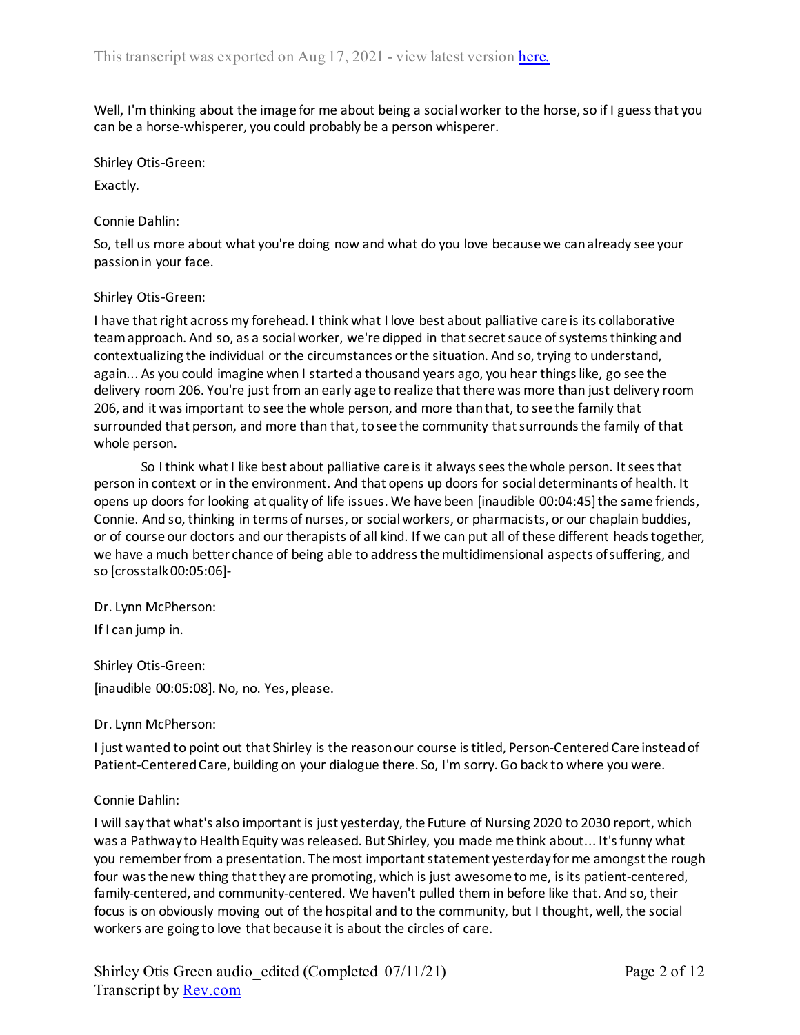Well, I'm thinking about the image for me about being a social worker to the horse, so if I guess that you can be a horse-whisperer, you could probably be a person whisperer.

Shirley Otis-Green:

Exactly.

Connie Dahlin:

So, tell us more about what you're doing now and what do you love because we can already see your passion in your face.

Shirley Otis-Green:

I have that right across my forehead. I think what I love best about palliative care is its collaborative team approach. And so, as a social worker, we're dipped in that secret sauce of systems thinking and contextualizing the individual or the circumstances or the situation. And so, trying to understand, again... As you could imagine when I started a thousand years ago, you hear things like, go see the delivery room 206. You're just from an early age to realize that there was more than just delivery room 206, and it was important to see the whole person, and more than that, to see the family that surrounded that person, and more than that, to see the community that surrounds the family of that whole person.

So I think what I like best about palliative care is it always sees the whole person. It sees that person in context or in the environment. And that opens up doors for social determinants of health. It opens up doors for looking at quality of life issues. We have been [inaudible 00:04:45] the same friends, Connie. And so, thinking in terms of nurses, or social workers, or pharmacists, or our chaplain buddies, or of course our doctors and our therapists of all kind. If we can put all of these different heads together, we have a much better chance of being able to address the multidimensional aspects of suffering, and so [crosstalk 00:05:06]-

Dr. Lynn McPherson:

If I can jump in.

Shirley Otis-Green:

[inaudible 00:05:08]. No, no. Yes, please.

Dr. Lynn McPherson:

I just wanted to point out that Shirley is the reason our course is titled, Person-Centered Care instead of Patient-Centered Care, building on your dialogue there. So, I'm sorry. Go back to where you were.

Connie Dahlin:

I will say that what's also important is just yesterday, the Future of Nursing 2020 to 2030 report, which was a Pathway to Health Equity was released. But Shirley, you made me think about... It's funny what you remember from a presentation. The most important statement yesterday for me amongst the rough four was the new thing that they are promoting, which is just awesome to me, is its patient-centered, family-centered, and community-centered. We haven't pulled them in before like that. And so, their focus is on obviously moving out of the hospital and to the community, but I thought, well, the social workers are going to love that because it is about the circles of care.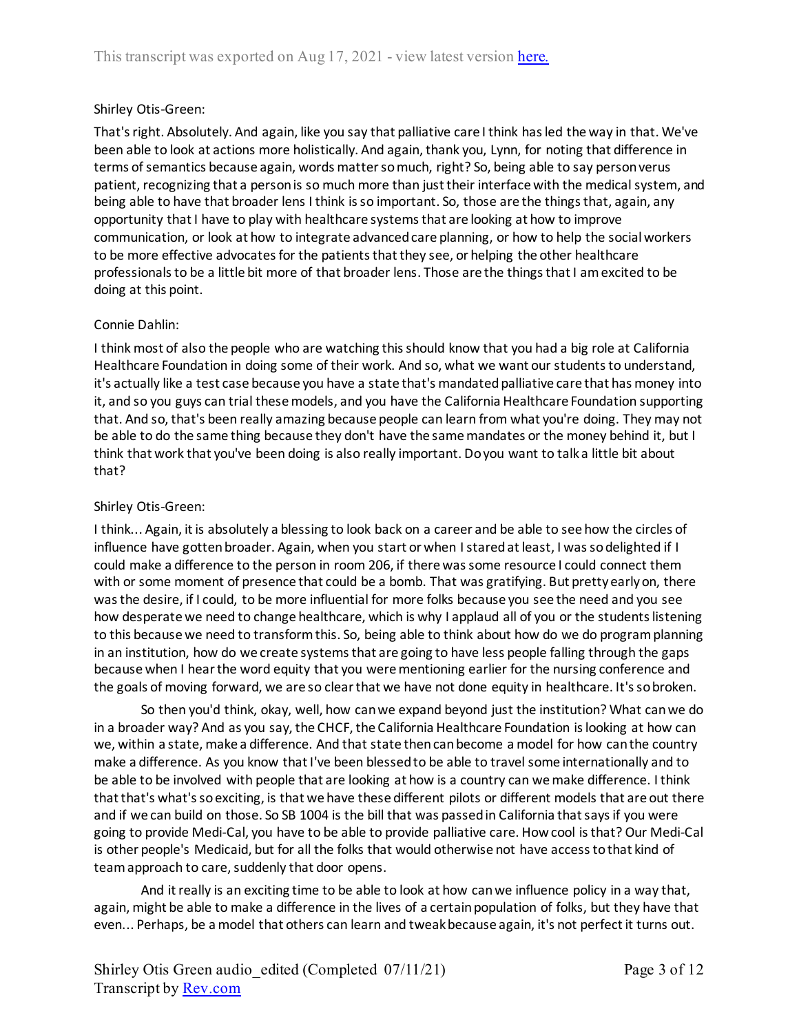Shirley Otis-Green:

That's right. Absolutely. And again, like you say that palliative care I think has led the way in that. We've been able to look at actions more holistically. And again, thank you, Lynn, for noting that difference in terms of semantics because again, words matter so much, right? So, being able to say person verus patient, recognizing that a person is so much more than just their interface with the medical system, and being able to have that broader lens I think is so important. So, those are the things that, again, any opportunity that I have to play with healthcare systems that are looking at how to improve communication, or look at how to integrate advanced care planning, or how to help the social workers to be more effective advocates for the patients that they see, or helping the other healthcare professionals to be a little bit more of that broader lens. Those are the things that I am excited to be doing at this point.

Connie Dahlin:

I think most of also the people who are watching this should know that you had a big role at California Healthcare Foundation in doing some of their work. And so, what we want our students to understand, it's actually like a test case because you have a state that's mandated palliative care that has money into it, and so you guys can trial these models, and you have the California Healthcare Foundation supporting that. And so, that's been really amazing because people can learn from what you're doing. They may not be able to do the same thing because they don't have the same mandates or the money behind it, but I think that work that you've been doing is also really important. Do you want to talk a little bit about that?

Shirley Otis-Green:

I think... Again, it is absolutely a blessing to look back on a career and be able to see how the circles of influence have gotten broader. Again, when you start or when I stared at least, I was so delighted if I could make a difference to the person in room 206, if there was some resource I could connect them with or some moment of presence that could be a bomb. That was gratifying. But pretty early on, there was the desire, if I could, to be more influential for more folks because you see the need and you see how desperate we need to change healthcare, which is why I applaud all of you or the students listening to this because we need to transform this. So, being able to think about how do we do program planning in an institution, how do we create systems that are going to have less people falling through the gaps because when I hear the word equity that you were mentioning earlier for the nursing conference and the goals of moving forward, we are so clear that we have not done equity in healthcare. It's so broken.

So then you'd think, okay, well, how can we expand beyond just the institution? What can we do in a broader way? And as you say, the CHCF, the California Healthcare Foundation is looking at how can we, within a state, make a difference. And that state then can become a model for how can the country make a difference. As you know that I've been blessed to be able to travel some internationally and to be able to be involved with people that are looking at how is a country can we make difference. I think that that's what's so exciting, is that we have these different pilots or different models that are out there and if we can build on those. So SB 1004 is the bill that was passed in California that says if you were going to provide Medi-Cal, you have to be able to provide palliative care. How cool is that? Our Medi-Cal is other people's Medicaid, but for all the folks that would otherwise not have access to that kind of team approach to care, suddenly that door opens.

And it really is an exciting time to be able to look at how can we influence policy in a way that, again, might be able to make a difference in the lives of a certain population of folks, but they have that even... Perhaps, be a model that others can learn and tweak because again, it's not perfect it turns out.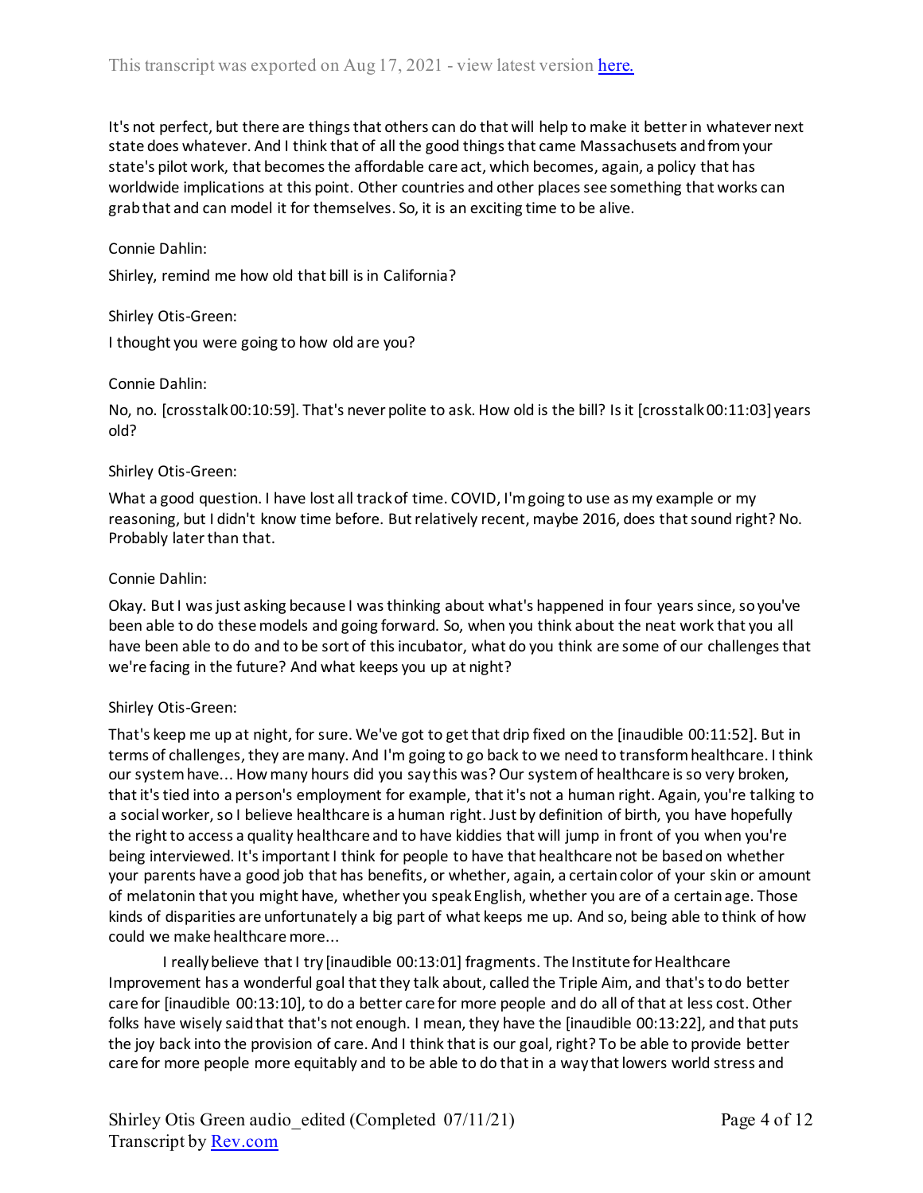It's not perfect, but there are things that others can do that will help to make it better in whatever next state does whatever. And I think that of all the good things that came Massachusets and from your state's pilot work, that becomes the affordable care act, which becomes, again, a policy that has worldwide implications at this point. Other countries and other places see something that works can grab that and can model it for themselves. So, it is an exciting time to be alive.

Connie Dahlin:

Shirley, remind me how old that bill is in California?

Shirley Otis-Green:

I thought you were going to how old are you?

Connie Dahlin:

No, no. [crosstalk 00:10:59]. That's never polite to ask. How old is the bill? Is it [crosstalk 00:11:03] years old?

Shirley Otis-Green:

What a good question. I have lost all track of time. COVID, I'm going to use as my example or my reasoning, but I didn't know time before. But relatively recent, maybe 2016, does that sound right? No. Probably later than that.

Connie Dahlin:

Okay. But I was just asking because I was thinking about what's happened in four years since, so you've been able to do these models and going forward. So, when you think about the neat work that you all have been able to do and to be sort of this incubator, what do you think are some of our challenges that we're facing in the future? And what keeps you up at night?

Shirley Otis-Green:

That's keep me up at night, for sure. We've got to get that drip fixed on the [inaudible 00:11:52]. But in terms of challenges, they are many. And I'm going to go back to we need to transform healthcare. I think our system have... How many hours did you say this was? Our system of healthcare is so very broken, that it's tied into a person's employment for example, that it's not a human right. Again, you're talking to a social worker, so I believe healthcare is a human right. Just by definition of birth, you have hopefully the right to access a quality healthcare and to have kiddies that will jump in front of you when you're being interviewed. It's important I think for people to have that healthcare not be based on whether your parents have a good job that has benefits, or whether, again, a certain color of your skin or amount of melatonin that you might have, whether you speak English, whether you are of a certain age. Those kinds of disparities are unfortunately a big part of what keeps me up. And so, being able to think of how could we make healthcare more...

I really believe that I try [inaudible 00:13:01] fragments. The Institute for Healthcare Improvement has a wonderful goal that they talk about, called the Triple Aim, and that's to do better care for [inaudible 00:13:10], to do a better care for more people and do all of that at less cost. Other folks have wisely said that that's not enough. I mean, they have the [inaudible 00:13:22], and that puts the joy back into the provision of care. And I think that is our goal, right? To be able to provide better care for more people more equitably and to be able to do that in a way that lowers world stress and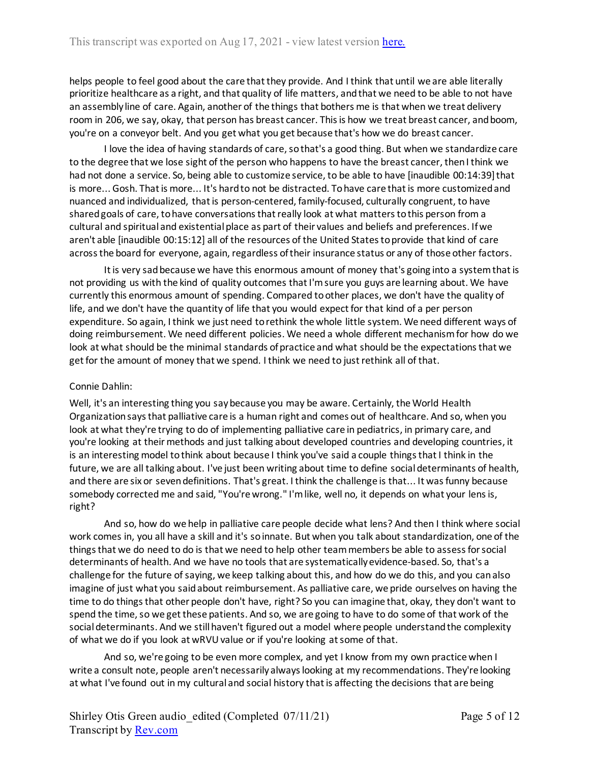helps people to feel good about the care that they provide. And I think that until we are able literally prioritize healthcare as a right, and that quality of life matters, and that we need to be able to not have an assembly line of care. Again, another of the things that bothers me is that when we treat delivery room in 206, we say, okay, that person has breast cancer. This is how we treat breast cancer, and boom, you're on a conveyor belt. And you get what you get because that's how we do breast cancer.

I love the idea of having standards of care, so that's a good thing. But when we standardize care to the degree that we lose sight of the person who happens to have the breast cancer, then I think we had not done a service. So, being able to customize service, to be able to have [inaudible 00:14:39] that is more... Gosh. That is more... It's hard to not be distracted. To have care that is more customized and nuanced and individualized, that is person-centered, family-focused, culturally congruent, to have shared goals of care, to have conversations that really look at what matters to this person from a cultural and spiritual and existential place as part of their values and beliefs and preferences. If we aren't able [inaudible 00:15:12] all of the resources of the United States to provide that kind of care across the board for everyone, again, regardless of their insurance status or any of those other factors.

It is very sad because we have this enormous amount of money that's going into a system that is not providing us with the kind of quality outcomes that I'm sure you guys are learning about. We have currently this enormous amount of spending. Compared to other places, we don't have the quality of life, and we don't have the quantity of life that you would expect for that kind of a per person expenditure. So again, I think we just need to rethink the whole little system. We need different ways of doing reimbursement. We need different policies. We need a whole different mechanism for how do we look at what should be the minimal standards of practice and what should be the expectations that we get for the amount of money that we spend. I think we need to just rethink all of that.

Connie Dahlin:

Well, it's an interesting thing you say because you may be aware. Certainly, the World Health Organization says that palliative care is a human right and comes out of healthcare. And so, when you look at what they're trying to do of implementing palliative care in pediatrics, in primary care, and you're looking at their methods and just talking about developed countries and developing countries, it is an interesting model to think about because I think you've said a couple things that I think in the future, we are all talking about. I've just been writing about time to define social determinants of health, and there are six or seven definitions. That's great. I think the challenge is that... It was funny because somebody corrected me and said, "You're wrong." I'm like, well no, it depends on what your lens is, right?

And so, how do we help in palliative care people decide what lens? And then I think where social work comes in, you all have a skill and it's so innate. But when you talk about standardization, one of the things that we do need to do is that we need to help other team members be able to assess for social determinants of health. And we have no tools that are systematically evidence-based. So, that's a challenge for the future of saying, we keep talking about this, and how do we do this, and you can also imagine of just what you said about reimbursement. As palliative care, we pride ourselves on having the time to do things that other people don't have, right? So you can imagine that, okay, they don't want to spend the time, so we get these patients. And so, we are going to have to do some of that work of the social determinants. And we still haven't figured out a model where people understand the complexity of what we do if you look at wRVU value or if you're looking at some of that.

And so, we're going to be even more complex, and yet I know from my own practice when I write a consult note, people aren't necessarily always looking at my recommendations. They're looking at what I've found out in my cultural and social history that is affecting the decisions that are being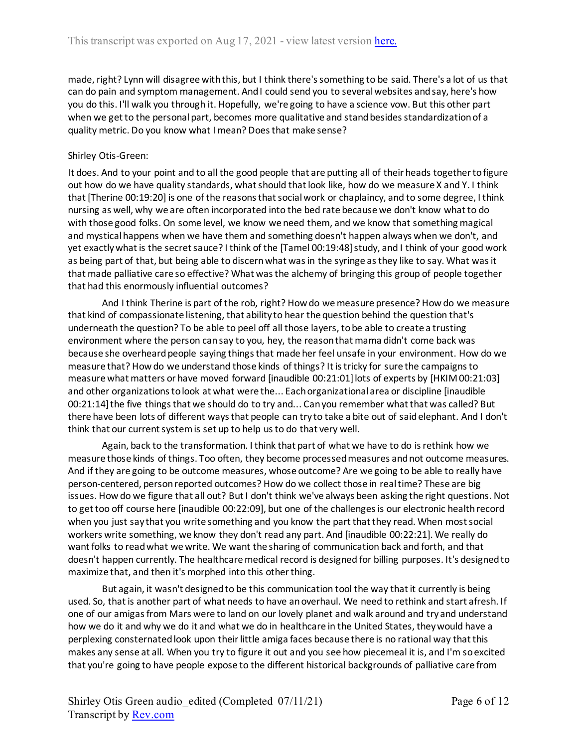made, right? Lynn will disagree with this, but I think there's something to be said. There's a lot of us that can do pain and symptom management. And I could send you to several websites and say, here's how you do this. I'll walk you through it. Hopefully, we're going to have a science vow. But this other part when we get to the personal part, becomes more qualitative and stand besides standardization of a quality metric. Do you know what I mean? Does that make sense?

Shirley Otis-Green:

It does. And to your point and to all the good people that are putting all of their heads together to figure out how do we have quality standards, what should that look like, how do we measure X and Y. I think that [Therine 00:19:20] is one of the reasons that social work or chaplaincy, and to some degree, I think nursing as well, why we are often incorporated into the bed rate because we don't know what to do with those good folks. On some level, we know we need them, and we know that something magical and mystical happens when we have them and something doesn't happen always when we don't, and yet exactly what is the secret sauce? I think of the [Tamel 00:19:48] study, and I think of your good work as being part of that, but being able to discern what was in the syringe as they like to say. What was it that made palliative care so effective? What was the alchemy of bringing this group of people together that had this enormously influential outcomes?

And I think Therine is part of the rob, right? How do we measure presence? How do we measure that kind of compassionate listening, that ability to hear the question behind the question that's underneath the question? To be able to peel off all those layers, to be able to create a trusting environment where the person can say to you, hey, the reason that mama didn't come back was because she overheard people saying things that made her feel unsafe in your environment. How do we measure that? How do we understand those kinds of things? It is tricky for sure the campaigns to measure what matters or have moved forward [inaudible 00:21:01] lots of experts by [HKIM 00:21:03] and other organizations to look at what were the... Each organizational area or discipline [inaudible 00:21:14] the five things that we should do to try and... Can you remember what that was called? But there have been lots of different ways that people can try to take a bite out of said elephant. And I don't think that our current system is set up to help us to do that very well.

Again, back to the transformation. I think that part of what we have to do is rethink how we measure those kinds of things. Too often, they become processed measures and not outcome measures. And if they are going to be outcome measures, whose outcome? Are we going to be able to really have person-centered, person reported outcomes? How do we collect those in real time? These are big issues. How do we figure that all out? But I don't think we've always been asking the right questions. Not to get too off course here [inaudible 00:22:09], but one of the challenges is our electronic health record when you just say that you write something and you know the part that they read. When most social workers write something, we know they don't read any part. And [inaudible 00:22:21]. We really do want folks to read what we write. We want the sharing of communication back and forth, and that doesn't happen currently. The healthcare medical record is designed for billing purposes. It's designed to maximize that, and then it's morphed into this other thing.

But again, it wasn't designed to be this communication tool the way that it currently is being used. So, that is another part of what needs to have an overhaul. We need to rethink and start afresh. If one of our amigas from Mars were to land on our lovely planet and walk around and try and understand how we do it and why we do it and what we do in healthcare in the United States, they would have a perplexing consternated look upon their little amiga faces because there is no rational way that this makes any sense at all. When you try to figure it out and you see how piecemeal it is, and I'm so excited that you're going to have people expose to the different historical backgrounds of palliative care from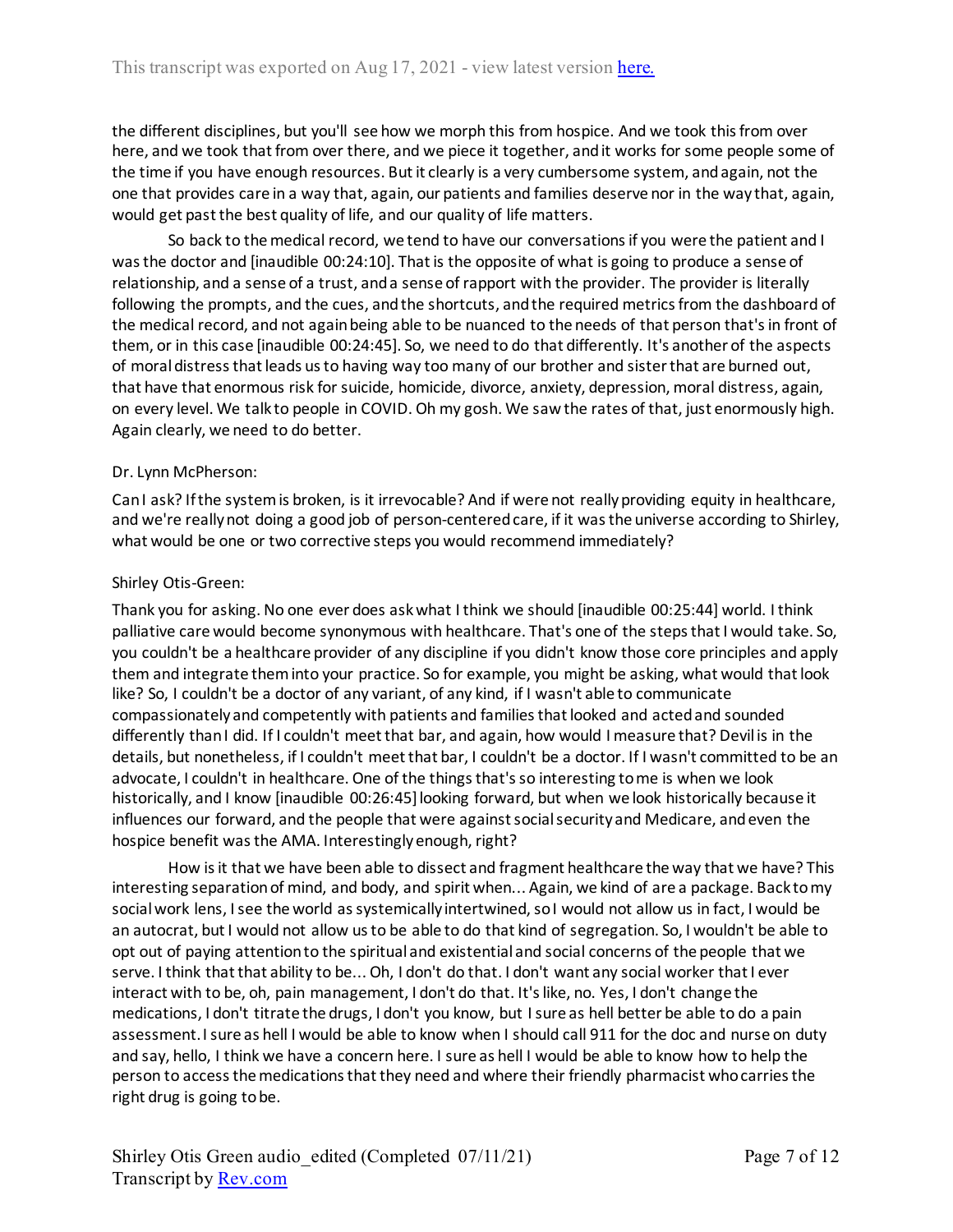the different disciplines, but you'll see how we morph this from hospice. And we took this from over here, and we took that from over there, and we piece it together, and it works for some people some of the time if you have enough resources. But it clearly is a very cumbersome system, and again, not the one that provides care in a way that, again, our patients and families deserve nor in the way that, again, would get past the best quality of life, and our quality of life matters.

So back to the medical record, we tend to have our conversations if you were the patient and I was the doctor and [inaudible 00:24:10]. That is the opposite of what is going to produce a sense of relationship, and a sense of a trust, and a sense of rapport with the provider. The provider is literally following the prompts, and the cues, and the shortcuts, and the required metrics from the dashboard of the medical record, and not again being able to be nuanced to the needs of that person that's in front of them, or in this case [inaudible 00:24:45]. So, we need to do that differently. It's another of the aspects of moral distress that leads us to having way too many of our brother and sister that are burned out, that have that enormous risk for suicide, homicide, divorce, anxiety, depression, moral distress, again, on every level. We talk to people in COVID. Oh my gosh. We saw the rates of that, just enormously high. Again clearly, we need to do better.

Dr. Lynn McPherson:

Can I ask? If the system is broken, is it irrevocable? And if were not really providing equity in healthcare, and we're really not doing a good job of person-centered care, if it was the universe according to Shirley, what would be one or two corrective steps you would recommend immediately?

Shirley Otis-Green:

Thank you for asking. No one ever does ask what I think we should [inaudible 00:25:44] world. I think palliative care would become synonymous with healthcare. That's one of the steps that I would take. So, you couldn't be a healthcare provider of any discipline if you didn't know those core principles and apply them and integrate them into your practice. So for example, you might be asking, what would that look like? So, I couldn't be a doctor of any variant, of any kind, if I wasn't able to communicate compassionately and competently with patients and families that looked and acted and sounded differently than I did. If I couldn't meet that bar, and again, how would I measure that? Devil is in the details, but nonetheless, if I couldn't meet that bar, I couldn't be a doctor. If I wasn't committed to be an advocate, I couldn't in healthcare. One of the things that's so interesting to me is when we look historically, and I know [inaudible 00:26:45] looking forward, but when we look historically because it influences our forward, and the people that were against social security and Medicare, and even the hospice benefit was the AMA. Interestingly enough, right?

How is it that we have been able to dissect and fragment healthcare the way that we have? This interesting separation of mind, and body, and spirit when... Again, we kind of are a package. Back to my social work lens, I see the world as systemically intertwined, so I would not allow us in fact, I would be an autocrat, but I would not allow us to be able to do that kind of segregation. So, I wouldn't be able to opt out of paying attention to the spiritual and existential and social concerns of the people that we serve. I think that that ability to be... Oh, I don't do that. I don't want any social worker that I ever interact with to be, oh, pain management, I don't do that. It's like, no. Yes, I don't change the medications, I don't titrate the drugs, I don't you know, but I sure as hell better be able to do a pain assessment. I sure as hell I would be able to know when I should call 911 for the doc and nurse on duty and say, hello, I think we have a concern here. I sure as hell I would be able to know how to help the person to access the medications that they need and where their friendly pharmacist who carries the right drug is going to be.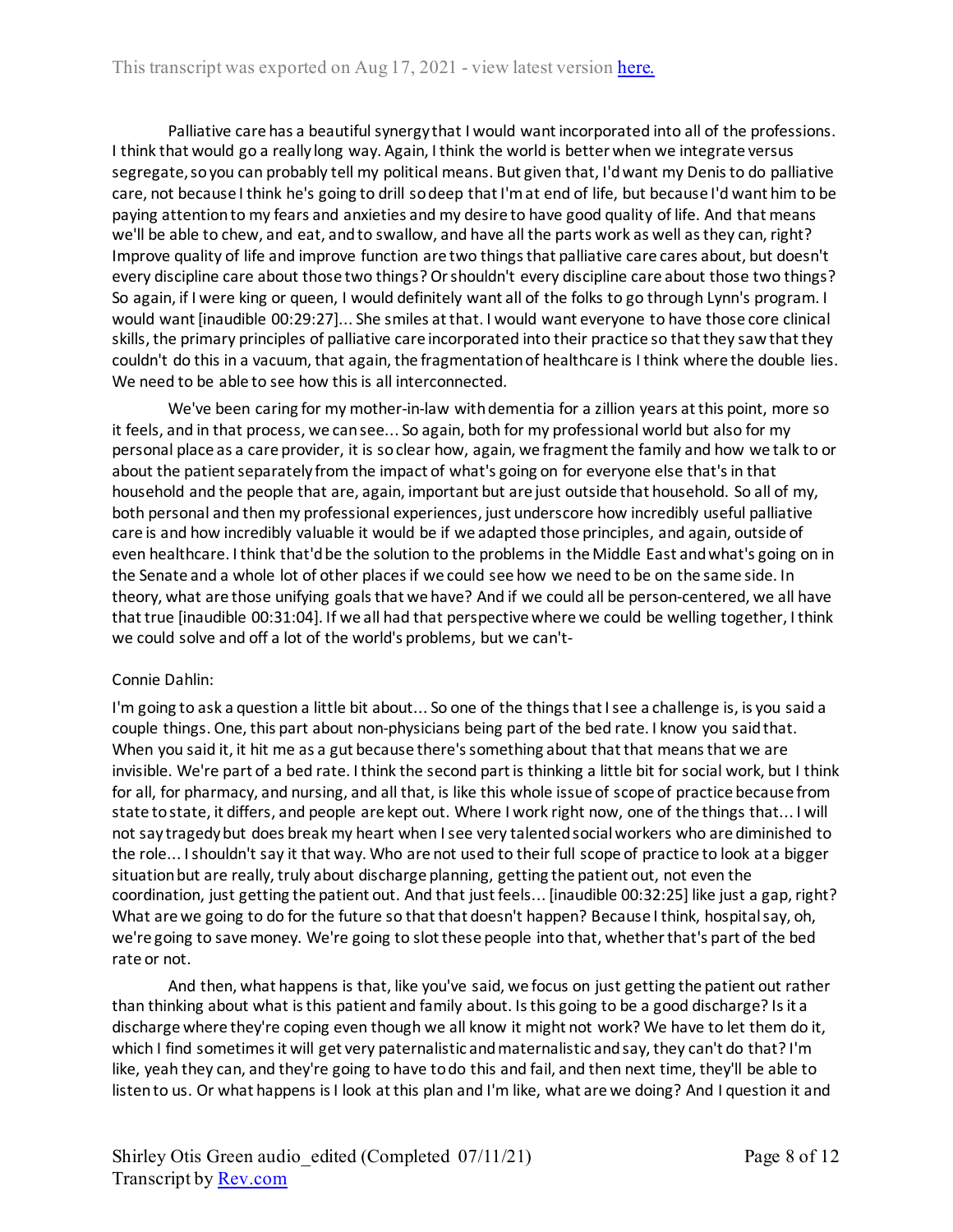Palliative care has a beautiful synergy that I would want incorporated into all of the professions. I think that would go a really long way. Again, I think the world is better when we integrate versus segregate, so you can probably tell my political means. But given that, I'd want my Denis to do palliative care, not because I think he's going to drill so deep that I'm at end of life, but because I'd want him to be paying attention to my fears and anxieties and my desire to have good quality of life. And that means we'll be able to chew, and eat, and to swallow, and have all the parts work as well as they can, right? Improve quality of life and improve function are two things that palliative care cares about, but doesn't every discipline care about those two things? Or shouldn't every discipline care about those two things? So again, if I were king or queen, I would definitely want all of the folks to go through Lynn's program. I would want [inaudible 00:29:27]... She smiles at that. I would want everyone to have those core clinical skills, the primary principles of palliative care incorporated into their practice so that they saw that they couldn't do this in a vacuum, that again, the fragmentation of healthcare is I think where the double lies. We need to be able to see how this is all interconnected.

We've been caring for my mother-in-law with dementia for a zillion years at this point, more so it feels, and in that process, we can see... So again, both for my professional world but also for my personal place as a care provider, it is so clear how, again, we fragment the family and how we talk to or about the patient separately from the impact of what's going on for everyone else that's in that household and the people that are, again, important but are just outside that household. So all of my, both personal and then my professional experiences, just underscore how incredibly useful palliative care is and how incredibly valuable it would be if we adapted those principles, and again, outside of even healthcare. I think that'd be the solution to the problems in the Middle East and what's going on in the Senate and a whole lot of other places if we could see how we need to be on the same side. In theory, what are those unifying goals that we have? And if we could all be person-centered, we all have that true [inaudible 00:31:04]. If we all had that perspective where we could be welling together, I think we could solve and off a lot of the world's problems, but we can't-

Connie Dahlin:

I'm going to ask a question a little bit about... So one of the things that I see a challenge is, is you said a couple things. One, this part about non-physicians being part of the bed rate. I know you said that. When you said it, it hit me as a gut because there's something about that that means that we are invisible. We're part of a bed rate. I think the second part is thinking a little bit for social work, but I think for all, for pharmacy, and nursing, and all that, is like this whole issue of scope of practice because from state to state, it differs, and people are kept out. Where I work right now, one of the things that... I will not say tragedy but does break my heart when I see very talented social workers who are diminished to the role... I shouldn't say it that way. Who are not used to their full scope of practice to look at a bigger situation but are really, truly about discharge planning, getting the patient out, not even the coordination, just getting the patient out. And that just feels... [inaudible 00:32:25] like just a gap, right? What are we going to do for the future so that that doesn't happen? Because I think, hospital say, oh, we're going to save money. We're going to slot these people into that, whether that's part of the bed rate or not.

And then, what happens is that, like you've said, we focus on just getting the patient out rather than thinking about what is this patient and family about. Is this going to be a good discharge? Is it a discharge where they're coping even though we all know it might not work? We have to let them do it, which I find sometimes it will get very paternalistic and maternalistic and say, they can't do that? I'm like, yeah they can, and they're going to have to do this and fail, and then next time, they'll be able to listen to us. Or what happens is I look at this plan and I'm like, what are we doing? And I question it and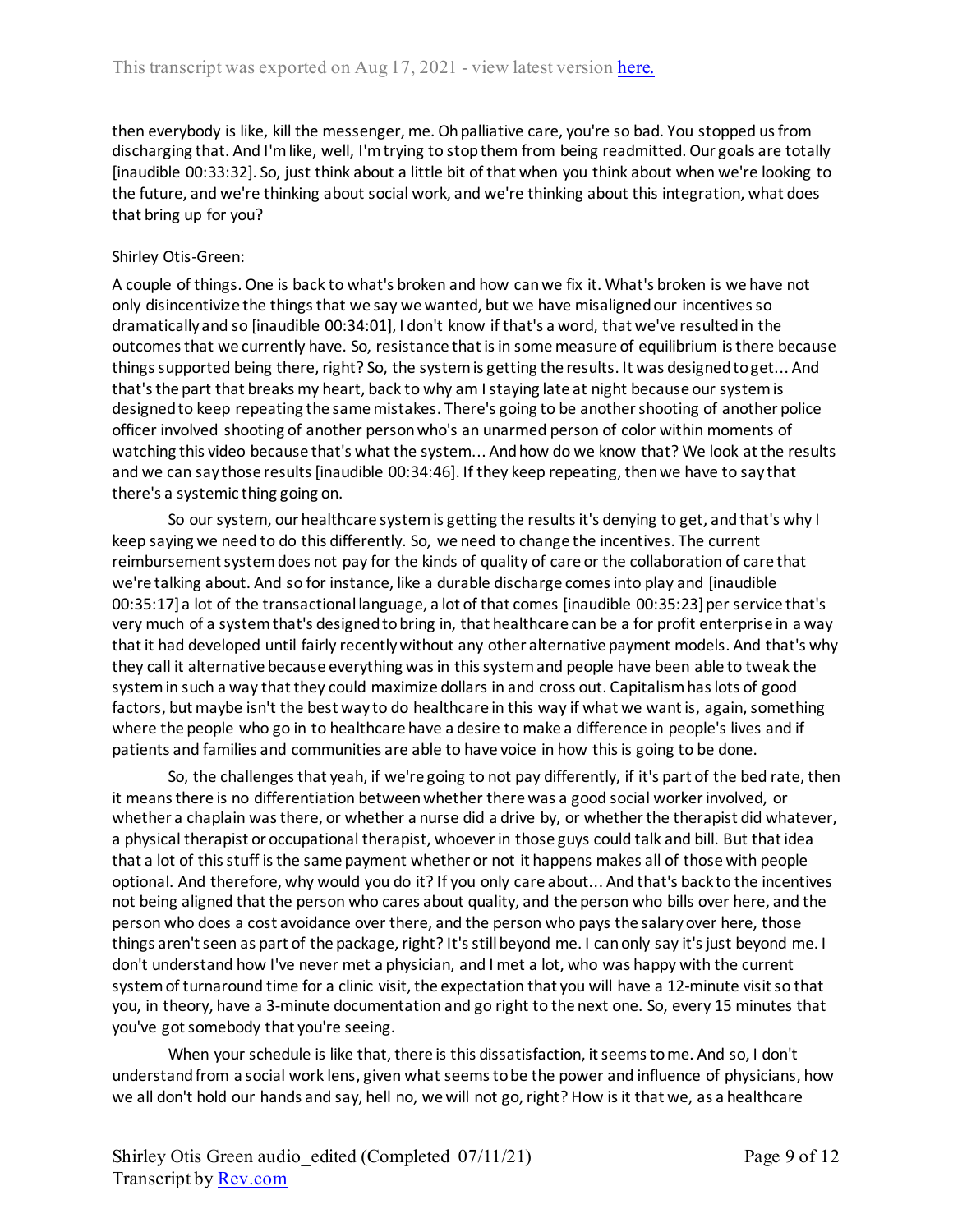then everybody is like, kill the messenger, me. Oh palliative care, you're so bad. You stopped us from discharging that. And I'm like, well, I'm trying to stop them from being readmitted. Our goals are totally [inaudible 00:33:32]. So, just think about a little bit of that when you think about when we're looking to the future, and we're thinking about social work, and we're thinking about this integration, what does that bring up for you?

Shirley Otis-Green:

A couple of things. One is back to what's broken and how can we fix it. What's broken is we have not only disincentivize the things that we say we wanted, but we have misaligned our incentives so dramatically and so [inaudible 00:34:01], I don't know if that's a word, that we've resulted in the outcomes that we currently have. So, resistance that is in some measure of equilibrium is there because things supported being there, right? So, the system is getting the results. It was designed to get... And that's the part that breaks my heart, back to why am I staying late at night because our system is designed to keep repeating the same mistakes. There's going to be another shooting of another police officer involved shooting of another person who's an unarmed person of color within moments of watching this video because that's what the system... And how do we know that? We look at the results and we can say those results [inaudible 00:34:46]. If they keep repeating, then we have to say that there's a systemic thing going on.

So our system, our healthcare system is getting the results it's denying to get, and that's why I keep saying we need to do this differently. So, we need to change the incentives. The current reimbursement system does not pay for the kinds of quality of care or the collaboration of care that we're talking about. And so for instance, like a durable discharge comes into play and [inaudible 00:35:17] a lot of the transactional language, a lot of that comes [inaudible 00:35:23] per service that's very much of a system that's designed to bring in, that healthcare can be a for profit enterprise in a way that it had developed until fairly recently without any other alternative payment models. And that's why they call it alternative because everything was in this system and people have been able to tweak the system in such a way that they could maximize dollars in and cross out. Capitalism has lots of good factors, but maybe isn't the best way to do healthcare in this way if what we want is, again, something where the people who go in to healthcare have a desire to make a difference in people's lives and if patients and families and communities are able to have voice in how this is going to be done.

So, the challenges that yeah, if we're going to not pay differently, if it's part of the bed rate, then it means there is no differentiation between whether there was a good social worker involved, or whether a chaplain was there, or whether a nurse did a drive by, or whether the therapist did whatever, a physical therapist or occupational therapist, whoever in those guys could talk and bill. But that idea that a lot of this stuff is the same payment whether or not it happens makes all of those with people optional. And therefore, why would you do it? If you only care about... And that's back to the incentives not being aligned that the person who cares about quality, and the person who bills over here, and the person who does a cost avoidance over there, and the person who pays the salary over here, those things aren't seen as part of the package, right? It's still beyond me. I can only say it's just beyond me. I don't understand how I've never met a physician, and I met a lot, who was happy with the current system of turnaround time for a clinic visit, the expectation that you will have a 12-minute visit so that you, in theory, have a 3-minute documentation and go right to the next one. So, every 15 minutes that you've got somebody that you're seeing.

When your schedule is like that, there is this dissatisfaction, it seems to me. And so, I don't understand from a social work lens, given what seems to be the power and influence of physicians, how we all don't hold our hands and say, hell no, we will not go, right? How is it that we, as a healthcare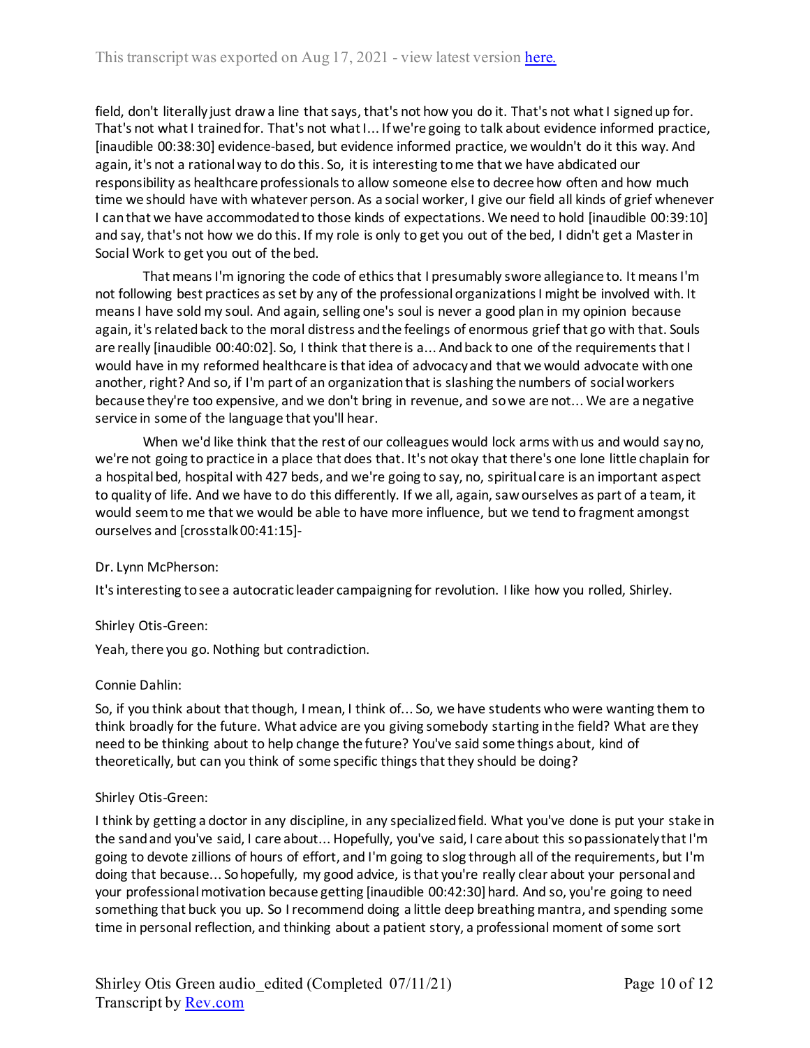field, don't literally just draw a line that says, that's not how you do it. That's not what I signed up for. That's not what I trained for. That's not what I... If we're going to talk about evidence informed practice, [inaudible 00:38:30] evidence-based, but evidence informed practice, we wouldn't do it this way. And again, it's not a rational way to do this. So, it is interesting to me that we have abdicated our responsibility as healthcare professionals to allow someone else to decree how often and how much time we should have with whatever person. As a social worker, I give our field all kinds of grief whenever I can that we have accommodated to those kinds of expectations. We need to hold [inaudible 00:39:10] and say, that's not how we do this. If my role is only to get you out of the bed, I didn't get a Master in Social Work to get you out of the bed.

That means I'm ignoring the code of ethics that I presumably swore allegiance to. It means I'm not following best practices as set by any of the professional organizations I might be involved with. It means I have sold my soul. And again, selling one's soul is never a good plan in my opinion because again, it's related back to the moral distress and the feelings of enormous grief that go with that. Souls are really [inaudible 00:40:02]. So, I think that there is a... And back to one of the requirements that I would have in my reformed healthcare is that idea of advocacy and that we would advocate with one another, right? And so, if I'm part of an organization that is slashing the numbers of social workers because they're too expensive, and we don't bring in revenue, and so we are not... We are a negative service in some of the language that you'll hear.

When we'd like think that the rest of our colleagues would lock arms with us and would say no, we're not going to practice in a place that does that. It's not okay that there's one lone little chaplain for a hospital bed, hospital with 427 beds, and we're going to say, no, spiritual care is an important aspect to quality of life. And we have to do this differently. If we all, again, saw ourselves as part of a team, it would seem to me that we would be able to have more influence, but we tend to fragment amongst ourselves and [crosstalk 00:41:15]-

Dr. Lynn McPherson:

It's interesting to see a autocratic leader campaigning for revolution. I like how you rolled, Shirley.

Shirley Otis-Green:

Yeah, there you go. Nothing but contradiction.

Connie Dahlin:

So, if you think about that though, I mean, I think of... So, we have students who were wanting them to think broadly for the future. What advice are you giving somebody starting in the field? What are they need to be thinking about to help change the future? You've said some things about, kind of theoretically, but can you think of some specific things that they should be doing?

Shirley Otis-Green:

I think by getting a doctor in any discipline, in any specialized field. What you've done is put your stake in the sand and you've said, I care about... Hopefully, you've said, I care about this so passionately that I'm going to devote zillions of hours of effort, and I'm going to slog through all of the requirements, but I'm doing that because... So hopefully, my good advice, is that you're really clear about your personal and your professional motivation because getting [inaudible 00:42:30] hard. And so, you're going to need something that buck you up. So I recommend doing a little deep breathing mantra, and spending some time in personal reflection, and thinking about a patient story, a professional moment of some sort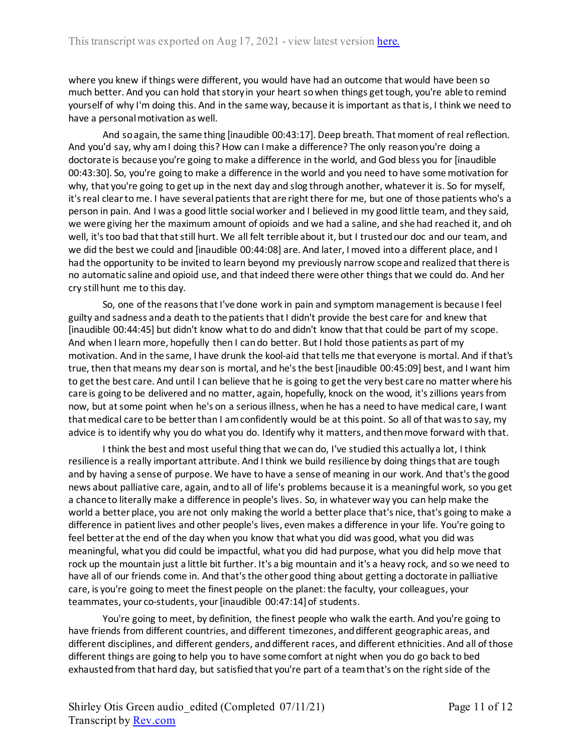where you knew if things were different, you would have had an outcome that would have been so much better. And you can hold that story in your heart so when things get tough, you're able to remind yourself of why I'm doing this. And in the same way, because it is important as that is, I think we need to have a personal motivation as well.

And so again, the same thing [inaudible 00:43:17]. Deep breath. That moment of real reflection. And you'd say, why am I doing this? How can I make a difference? The only reason you're doing a doctorate is because you're going to make a difference in the world, and God bless you for [inaudible 00:43:30]. So, you're going to make a difference in the world and you need to have some motivation for why, that you're going to get up in the next day and slog through another, whatever it is. So for myself, it's real clear to me. I have several patients that are right there for me, but one of those patients who's a person in pain. And I was a good little social worker and I believed in my good little team, and they said, we were giving her the maximum amount of opioids and we had a saline, and she had reached it, and oh well, it's too bad that that still hurt. We all felt terrible about it, but I trusted our doc and our team, and we did the best we could and [inaudible 00:44:08] are. And later, I moved into a different place, and I had the opportunity to be invited to learn beyond my previously narrow scope and realized that there is no automatic saline and opioid use, and that indeed there were other things that we could do. And her cry still hunt me to this day.

So, one of the reasons that I've done work in pain and symptom management is because I feel guilty and sadness and a death to the patients that I didn't provide the best care for and knew that [inaudible 00:44:45] but didn't know what to do and didn't know that that could be part of my scope. And when I learn more, hopefully then I can do better. But I hold those patients as part of my motivation. And in the same, I have drunk the kool-aid that tells me that everyone is mortal. And if that's true, then that means my dear son is mortal, and he's the best [inaudible 00:45:09] best, and I want him to get the best care. And until I can believe that he is going to get the very best care no matter where his care is going to be delivered and no matter, again, hopefully, knock on the wood, it's zillions years from now, but at some point when he's on a serious illness, when he has a need to have medical care, I want that medical care to be better than I am confidently would be at this point. So all of that was to say, my advice is to identify why you do what you do. Identify why it matters, and then move forward with that.

I think the best and most useful thing that we can do, I've studied this actually a lot, I think resilience is a really important attribute. And I think we build resilience by doing things that are tough and by having a sense of purpose. We have to have a sense of meaning in our work. And that's the good news about palliative care, again, and to all of life's problems because it is a meaningful work, so you get a chance to literally make a difference in people's lives. So, in whatever way you can help make the world a better place, you are not only making the world a better place that's nice, that's going to make a difference in patient lives and other people's lives, even makes a difference in your life. You're going to feel better at the end of the day when you know that what you did was good, what you did was meaningful, what you did could be impactful, what you did had purpose, what you did help move that rock up the mountain just a little bit further. It's a big mountain and it's a heavy rock, and so we need to have all of our friends come in. And that's the other good thing about getting a doctorate in palliative care, is you're going to meet the finest people on the planet: the faculty, your colleagues, your teammates, your co-students, your [inaudible 00:47:14] of students.

You're going to meet, by definition, the finest people who walk the earth. And you're going to have friends from different countries, and different timezones, and different geographic areas, and different disciplines, and different genders, and different races, and different ethnicities. And all of those different things are going to help you to have some comfort at night when you do go back to bed exhausted from that hard day, but satisfied that you're part of a team that's on the right side of the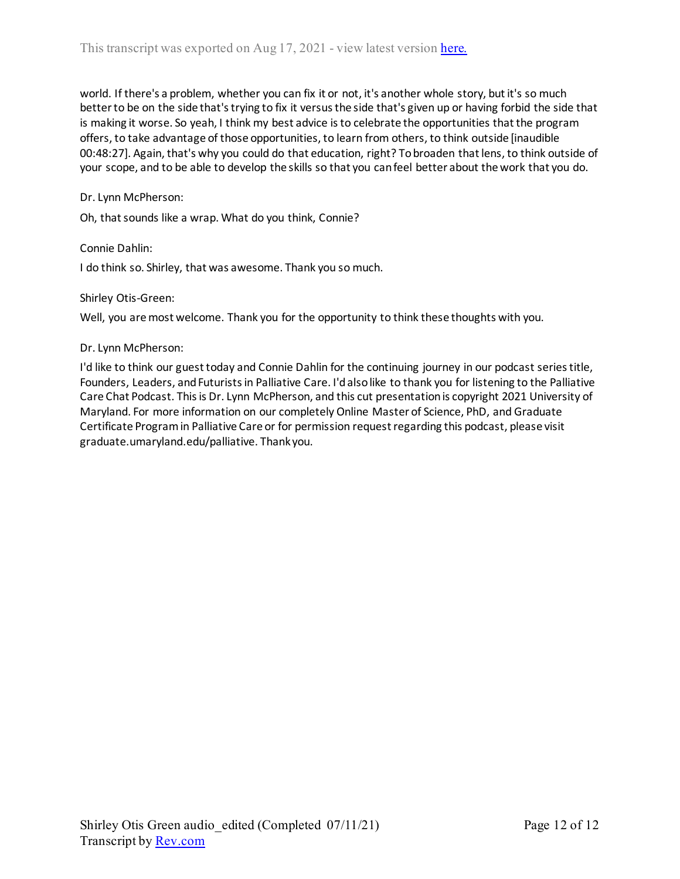world. If there's a problem, whether you can fix it or not, it's another whole story, but it's so much better to be on the side that's trying to fix it versus the side that's given up or having forbid the side that is making it worse. So yeah, I think my best advice is to celebrate the opportunities that the program offers, to take advantage of those opportunities, to learn from others, to think outside [inaudible 00:48:27]. Again, that's why you could do that education, right? To broaden that lens, to think outside of your scope, and to be able to develop the skills so that you can feel better about the work that you do.

Dr. Lynn McPherson:

Oh, that sounds like a wrap. What do you think, Connie?

Connie Dahlin:

I do think so. Shirley, that was awesome. Thank you so much.

Shirley Otis-Green:

Well, you are most welcome. Thank you for the opportunity to think these thoughts with you.

Dr. Lynn McPherson:

I'd like to think our guest today and Connie Dahlin for the continuing journey in our podcast series title, Founders, Leaders, and Futurists in Palliative Care. I'd also like to thank you for listening to the Palliative Care Chat Podcast. This is Dr. Lynn McPherson, and this cut presentation is copyright 2021 University of Maryland. For more information on our completely Online Master of Science, PhD, and Graduate Certificate Program in Palliative Care or for permission request regarding this podcast, please visit graduate.umaryland.edu/palliative. Thank you.